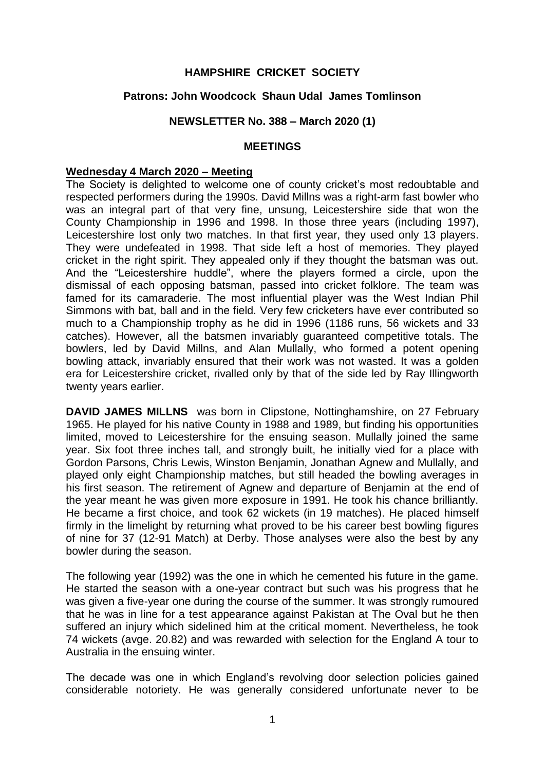# HAMPSHIRE CRICKET SOCIETY

**Patrons: John Woodcock Shaun Udal James Tomlinson**

**NEWSLETTER No. 388 – March 2020 (1)**

## MEETINGS

### Wednesday 4 March 2020 – Meeting

The Society is delighted to welcome one of county cricket's most redoubtable and respected performers during the 1990s. David Millns was a right-arm fast bowler who was an integral part of that very fine, unsung, Leicestershire side that won the County Championship in 1996 and 1998. In those three years (including 1997), Leicestershire lost only two matches. In that first year, they used only 13 players. They were undefeated in 1998. That side left a host of memories. They played cricket in the right spirit. They appealed only if they thought the batsman was out. And the "Leicestershire huddle", where the players formed a circle, upon the dismissal of each opposing batsman, passed into cricket folklore. The team was famed for its camaraderie. The most influential player was the West Indian Phil Simmons with bat, ball and in the field. Very few cricketers have ever contributed so much to a Championship trophy as he did in 1996 (1186 runs, 56 wickets and 33 catches). However, all the batsmen invariably guaranteed competitive totals. The bowlers, led by David Millns, and Alan Mullally, who formed a potent opening bowling attack, invariably ensured that their work was not wasted. It was a golden era for Leicestershire cricket, rivalled only by that of the side led by Ray Illingworth twenty years earlier.

**DAVID JAMES MILLNS** was born in Clipstone, Nottinghamshire, on 27 February 1965. He played for his native County in 1988 and 1989, but finding his opportunities limited, moved to Leicestershire for the ensuing season. Mullally joined the same year. Six foot three inches tall, and strongly built, he initially vied for a place with Gordon Parsons, Chris Lewis, Winston Benjamin, Jonathan Agnew and Mullally, and played only eight Championship matches, but still headed the bowling averages in his first season. The retirement of Agnew and departure of Benjamin at the end of the year meant he was given more exposure in 1991. He took his chance brilliantly. He became a first choice, and took 62 wickets (in 19 matches). He placed himself firmly in the limelight by returning what proved to be his career best bowling figures of nine for 37 (12-91 Match) at Derby. Those analyses were also the best by any bowler during the season.

The following year (1992) was the one in which he cemented his future in the game. He started the season with a one-year contract but such was his progress that he was given a five-year one during the course of the summer. It was strongly rumoured that he was in line for a test appearance against Pakistan at The Oval but he then suffered an injury which sidelined him at the critical moment. Nevertheless, he took 74 wickets (avge. 20.82) and was rewarded with selection for the England A tour to Australia in the ensuing winter.

The decade was one in which England's revolving door selection policies gained considerable notoriety. He was generally considered unfortunate never to be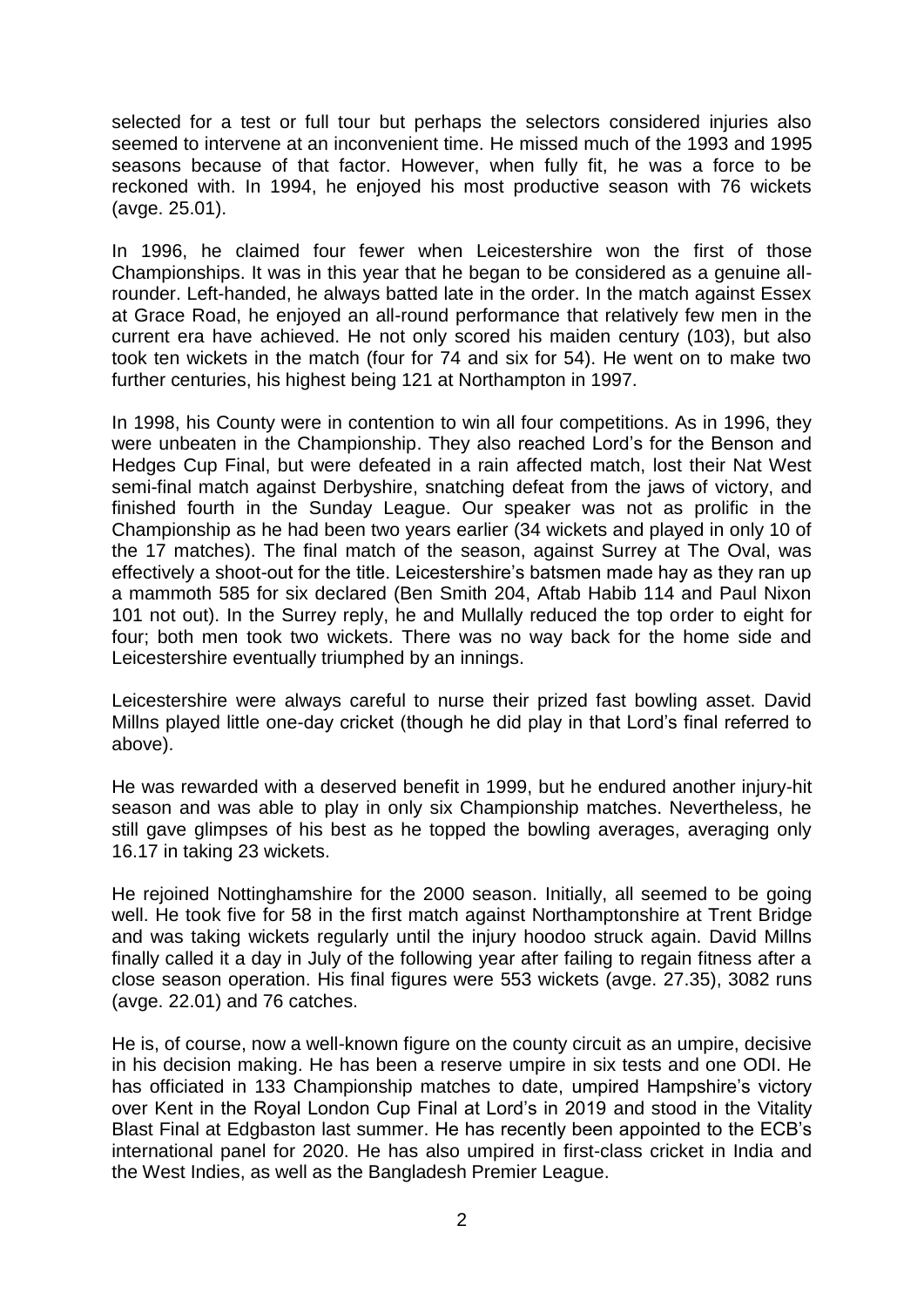selected for a test or full tour but perhaps the selectors considered injuries also seemed to intervene at an inconvenient time. He missed much of the 1993 and 1995 seasons because of that factor. However, when fully fit, he was a force to be reckoned with. In 1994, he enjoyed his most productive season with 76 wickets (avge. 25.01).

In 1996, he claimed four fewer when Leicestershire won the first of those Championships. It was in this year that he began to be considered as a genuine all-rounder. Left-handed, he always batted late in the order. In the match against Essex at Grace Road, he enjoyed an all-round performance that relatively few men in the current era have achieved. He not only scored his maiden century (103), but also took ten wickets in the match (four for 74 and six for 54). He went on to make two further centuries, his highest being 121 at Northampton in 1997.

In 1998, his County were in contention to win all four competitions. As in 1996, they were unbeaten in the Championship. They also reached Lord's for the Benson and Hedges Cup Final, but were defeated in a rain affected match, lost their Nat West semi-final match against Derbyshire, snatching defeat from the jaws of victory, and finished fourth in the Sunday League. Our speaker was not as prolific in the Championship as he had been two years earlier (34 wickets and played in only 10 of the 17 matches). The final match of the season, against Surrey at The Oval, was effectively a shoot-out for the title. Leicestershire's batsmen made hay as they ran up a mammoth 585 for six declared (Ben Smith 204, Aftab Habib 114 and Paul Nixon 101 not out). In the Surrey reply, he and Mullally reduced the top order to eight for four; both men took two wickets. There was no way back for the home side and Leicestershire eventually triumphed by an innings.

Leicestershire were always careful to nurse their prized fast bowling asset. David Millns played little one-day cricket (though he did play in that Lord's final referred to above).

He was rewarded with a deserved benefit in 1999, but he endured another injury-hit season and was able to play in only six Championship matches. Nevertheless, he still gave glimpses of his best as he topped the bowling averages, averaging only 16.17 in taking 23 wickets.

He rejoined Nottinghamshire for the 2000 season. Initially, all seemed to be going well. He took five for 58 in the first match against Northamptonshire at Trent Bridge and was taking wickets regularly until the injury hoodoo struck again. David Millns finally called it a day in July of the following year after failing to regain fitness after a close season operation. His final figures were 553 wickets (avge. 27.35), 3082 runs (avge. 22.01) and 76 catches.

He is, of course, now a well-known figure on the county circuit as an umpire, decisive in his decision making. He has been a reserve umpire in six tests and one ODI. He has officiated in 133 Championship matches to date, umpired Hampshire's victory over Kent in the Royal London Cup Final at Lord's in 2019 and stood in the Vitality Blast Final at Edgbaston last summer. He has recently been appointed to the ECB's international panel for 2020. He has also umpired in first-class cricket in India and the West Indies, as well as the Bangladesh Premier League.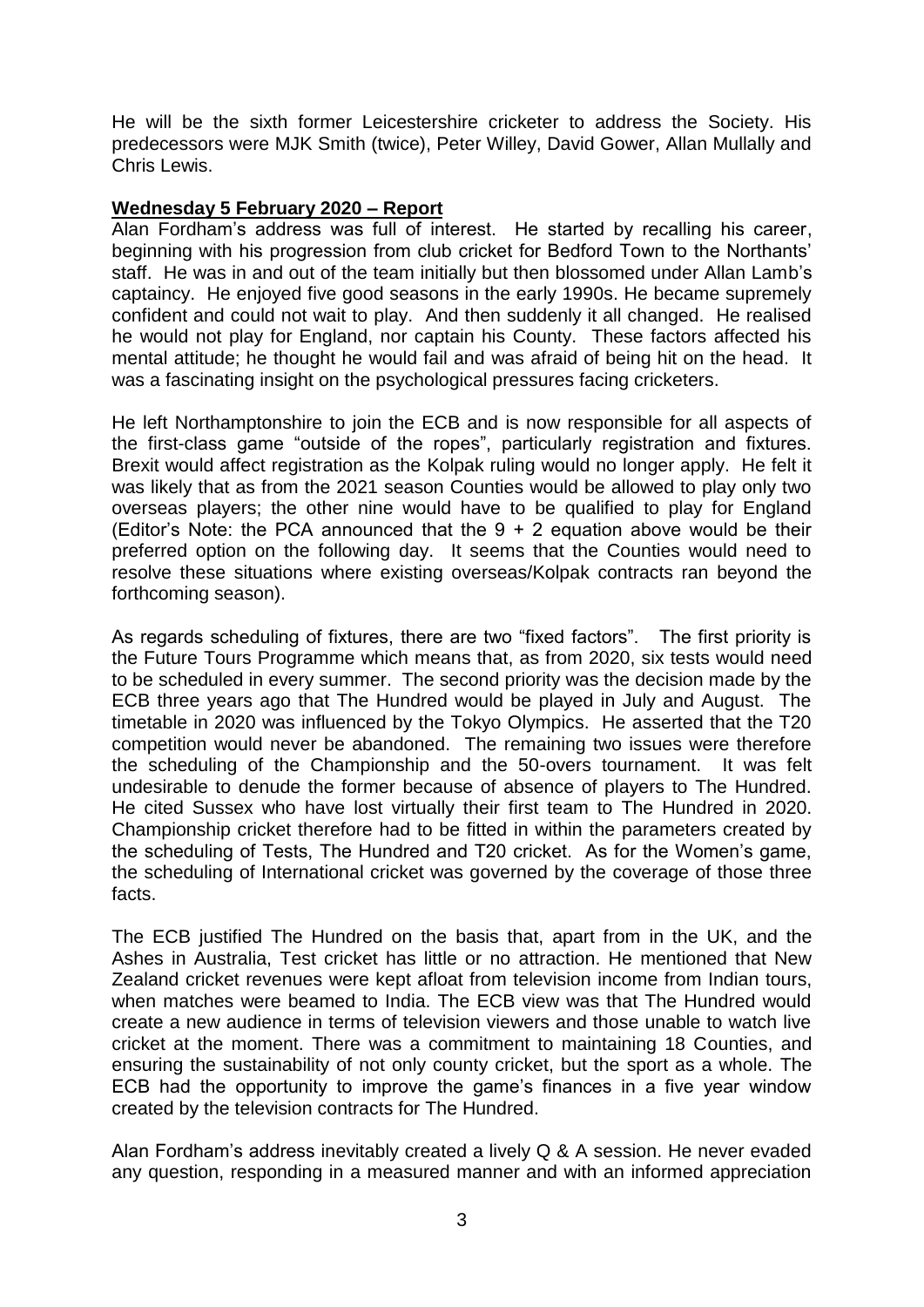He will be the sixth former Leicestershire cricketer to address the Society. His predecessors were MJK Smith (twice), Peter Willey, David Gower, Allan Mullally and Chris Lewis.

**Wednesday 5 February 2020 – Report**

Alan Fordham's address was full of interest. He started by recalling his career, beginning with his progression from club cricket for Bedford Town to the Northants' staff. He was in and out of the team initially but then blossomed under Allan Lamb's captaincy. He enjoyed five good seasons in the early 1990s. He became supremely confident and could not wait to play. And then suddenly it all changed. He realised he would not play for England, nor captain his County. These factors affected his mental attitude; he thought he would fail and was afraid of being hit on the head. It was a fascinating insight on the psychological pressures facing cricketers.

He left Northamptonshire to join the ECB and is now responsible for all aspects of the first-class game "outside of the ropes", particularly registration and fixtures. Brexit would affect registration as the Kolpak ruling would no longer apply. He felt it was likely that as from the 2021 season Counties would be allowed to play only two overseas players; the other nine would have to be qualified to play for England (Editor's Note: the PCA announced that the 9 + 2 equation above would be their preferred option on the following day. It seems that the Counties would need to resolve these situations where existing overseas/Kolpak contracts ran beyond the forthcoming season).

As regards scheduling of fixtures, there are two "fixed factors". The first priority is the Future Tours Programme which means that, as from 2020, six tests would need to be scheduled in every summer. The second priority was the decision made by the ECB three years ago that The Hundred would be played in July and August. The timetable in 2020 was influenced by the Tokyo Olympics. He asserted that the T20 competition would never be abandoned. The remaining two issues were therefore the scheduling of the Championship and the 50-overs tournament. It was felt undesirable to denude the former because of absence of players to The Hundred. He cited Sussex who have lost virtually their first team to The Hundred in 2020. Championship cricket therefore had to be fitted in within the parameters created by the scheduling of Tests, The Hundred and T20 cricket. As for the Women's game, the scheduling of International cricket was governed by the coverage of those three facts.

The ECB justified The Hundred on the basis that, apart from in the UK, and the Ashes in Australia, Test cricket has little or no attraction. He mentioned that New Zealand cricket revenues were kept afloat from television income from Indian tours, when matches were beamed to India. The ECB view was that The Hundred would create a new audience in terms of television viewers and those unable to watch live cricket at the moment. There was a commitment to maintaining 18 Counties, and ensuring the sustainability of not only county cricket, but the sport as a whole. The ECB had the opportunity to improve the game's finances in a five year window created by the television contracts for The Hundred.

Alan Fordham's address inevitably created a lively Q & A session. He never evaded any question, responding in a measured manner and with an informed appreciation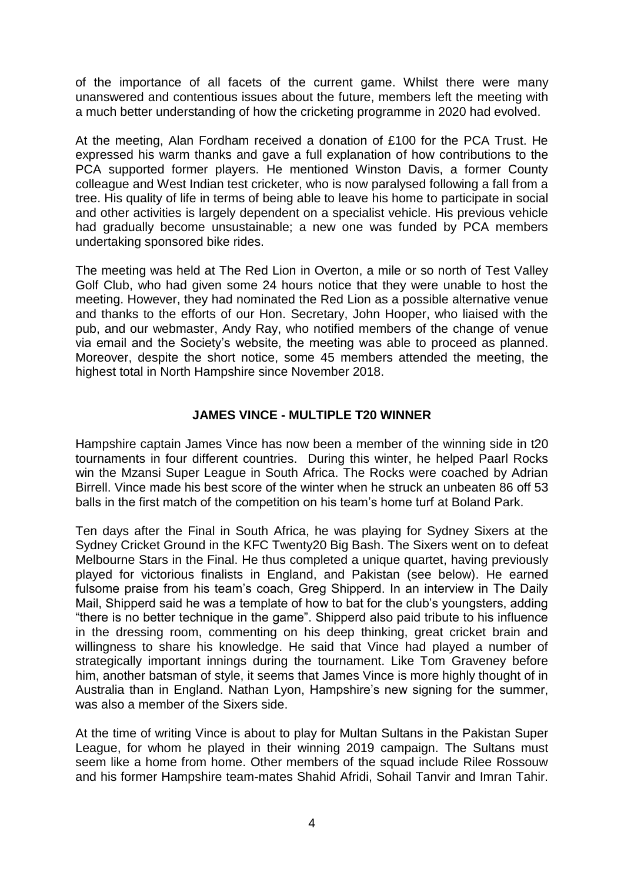of the importance of all facets of the current game. Whilst there were many unanswered and contentious issues about the future, members left the meeting with a much better understanding of how the cricketing programme in 2020 had evolved.

At the meeting, Alan Fordham received a donation of £100 for the PCA Trust. He expressed his warm thanks and gave a full explanation of how contributions to the PCA supported former players. He mentioned Winston Davis, a former County colleague and West Indian test cricketer, who is now paralysed following a fall from a tree. His quality of life in terms of being able to leave his home to participate in social and other activities is largely dependent on a specialist vehicle. His previous vehicle had gradually become unsustainable; a new one was funded by PCA members undertaking sponsored bike rides.

The meeting was held at The Red Lion in Overton, a mile or so north of Test Valley Golf Club, who had given some 24 hours notice that they were unable to host the meeting. However, they had nominated the Red Lion as a possible alternative venue and thanks to the efforts of our Hon. Secretary, John Hooper, who liaised with the pub, and our webmaster, Andy Ray, who notified members of the change of venue via email and the Society's website, the meeting was able to proceed as planned. Moreover, despite the short notice, some 45 members attended the meeting, the highest total in North Hampshire since November 2018.

## JAMES VINCE - MULTIPLE T20 WINNER

Hampshire captain James Vince has now been a member of the winning side in t20 tournaments in four different countries. During this winter, he helped Paarl Rocks win the Mzansi Super League in South Africa. The Rocks were coached by Adrian Birrell. Vince made his best score of the winter when he struck an unbeaten 86 off 53 balls in the first match of the competition on his team's home turf at Boland Park.

Ten days after the Final in South Africa, he was playing for Sydney Sixers at the Sydney Cricket Ground in the KFC Twenty20 Big Bash. The Sixers went on to defeat Melbourne Stars in the Final. He thus completed a unique quartet, having previously played for victorious finalists in England, and Pakistan (see below). He earned fulsome praise from his team's coach, Greg Shipperd. In an interview in The Daily Mail, Shipperd said he was a template of how to bat for the club's youngsters, adding "there is no better technique in the game". Shipperd also paid tribute to his influence in the dressing room, commenting on his deep thinking, great cricket brain and willingness to share his knowledge. He said that Vince had played a number of strategically important innings during the tournament. Like Tom Graveney before him, another batsman of style, it seems that James Vince is more highly thought of in Australia than in England. Nathan Lyon, Hampshire's new signing for the summer, was also a member of the Sixers side.

At the time of writing Vince is about to play for Multan Sultans in the Pakistan Super League, for whom he played in their winning 2019 campaign. The Sultans must seem like a home from home. Other members of the squad include Rilee Rossouw and his former Hampshire team-mates Shahid Afridi, Sohail Tanvir and Imran Tahir.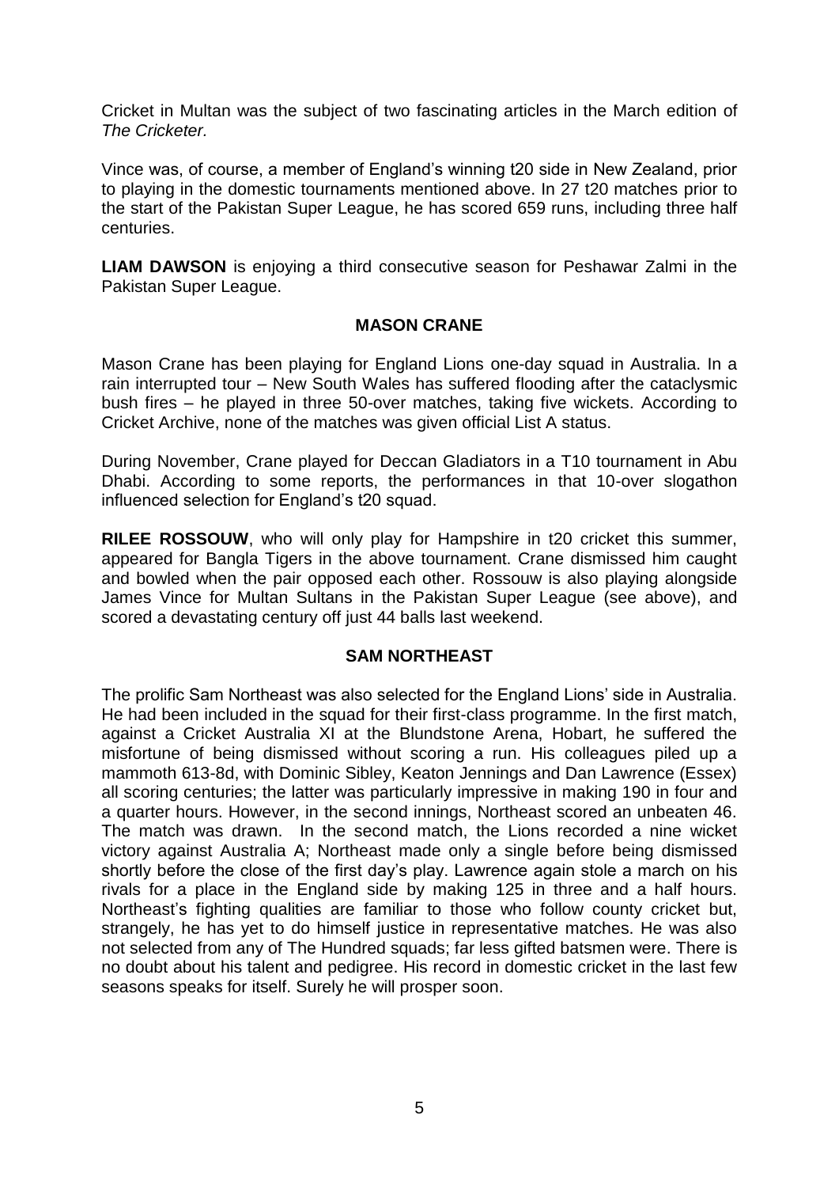Cricket in Multan was the subject of two fascinating articles in the March edition of *The Cricketer.*

Vince was, of course, a member of England's winning t20 side in New Zealand, prior to playing in the domestic tournaments mentioned above. In 27 t20 matches prior to the start of the Pakistan Super League, he has scored 659 runs, including three half centuries.

**LIAM DAWSON** is enjoying a third consecutive season for Peshawar Zalmi in the Pakistan Super League.

## MASON CRANE

Mason Crane has been playing for England Lions one-day squad in Australia. In a rain interrupted tour – New South Wales has suffered flooding after the cataclysmic bush fires – he played in three 50-over matches, taking five wickets. According to Cricket Archive, none of the matches was given official List A status.

During November, Crane played for Deccan Gladiators in a T10 tournament in Abu Dhabi. According to some reports, the performances in that 10-over slogathon influenced selection for England's t20 squad.

**RILEE ROSSOUW**, who will only play for Hampshire in t20 cricket this summer, appeared for Bangla Tigers in the above tournament. Crane dismissed him caught and bowled when the pair opposed each other. Rossouw is also playing alongside James Vince for Multan Sultans in the Pakistan Super League (see above), and scored a devastating century off just 44 balls last weekend.

## SAM NORTHEAST

The prolific Sam Northeast was also selected for the England Lions' side in Australia. He had been included in the squad for their first-class programme. In the first match, against a Cricket Australia XI at the Blundstone Arena, Hobart, he suffered the misfortune of being dismissed without scoring a run. His colleagues piled up a mammoth 613-8d, with Dominic Sibley, Keaton Jennings and Dan Lawrence (Essex) all scoring centuries; the latter was particularly impressive in making 190 in four and a quarter hours. However, in the second innings, Northeast scored an unbeaten 46. The match was drawn. In the second match, the Lions recorded a nine wicket victory against Australia A; Northeast made only a single before being dismissed shortly before the close of the first day's play. Lawrence again stole a march on his rivals for a place in the England side by making 125 in three and a half hours. Northeast's fighting qualities are familiar to those who follow county cricket but, strangely, he has yet to do himself justice in representative matches. He was also not selected from any of The Hundred squads; far less gifted batsmen were. There is no doubt about his talent and pedigree. His record in domestic cricket in the last few seasons speaks for itself. Surely he will prosper soon.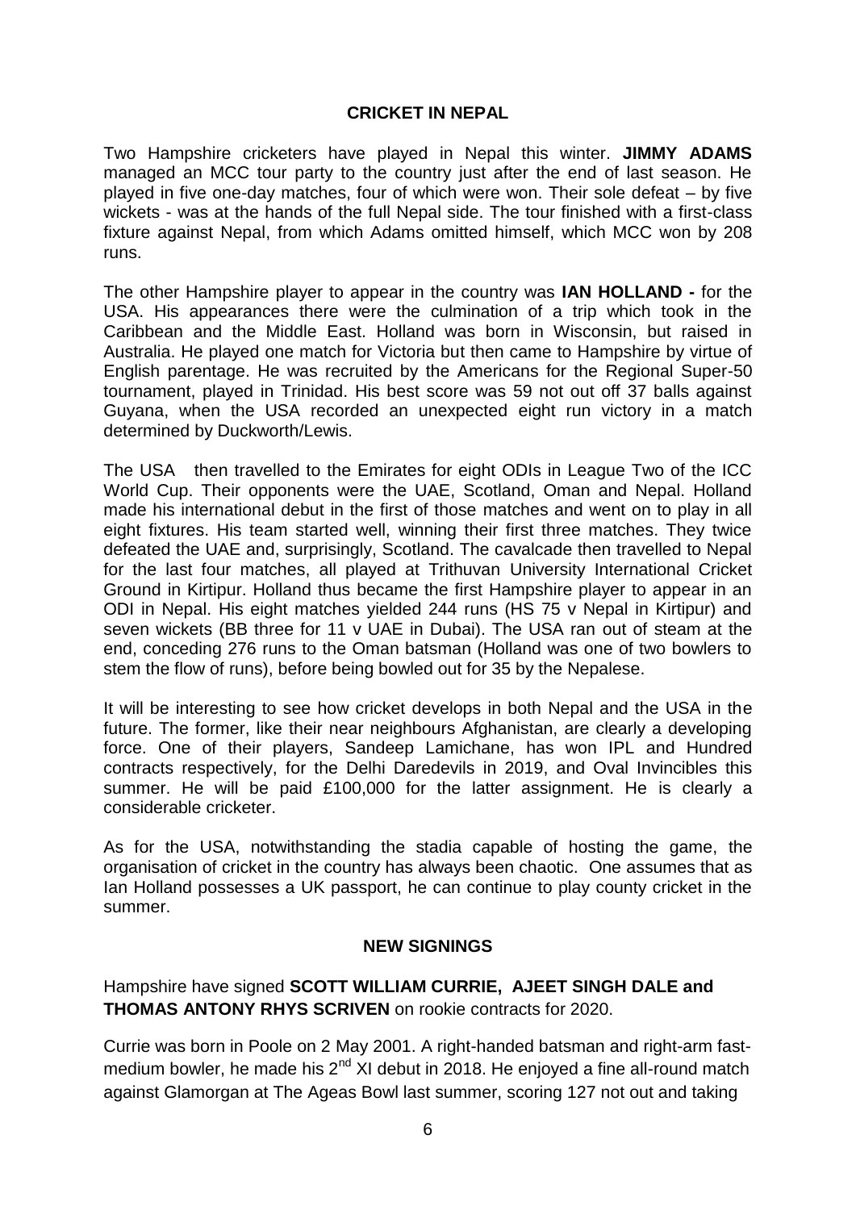## CRICKET IN NEPAL

Two Hampshire cricketers have played in Nepal this winter. **JIMMY ADAMS** managed an MCC tour party to the country just after the end of last season. He played in five one-day matches, four of which were won. Their sole defeat – by five wickets - was at the hands of the full Nepal side. The tour finished with a first-class fixture against Nepal, from which Adams omitted himself, which MCC won by 208 runs.

The other Hampshire player to appear in the country was **IAN HOLLAND -** for the USA. His appearances there were the culmination of a trip which took in the Caribbean and the Middle East. Holland was born in Wisconsin, but raised in Australia. He played one match for Victoria but then came to Hampshire by virtue of English parentage. He was recruited by the Americans for the Regional Super-50 tournament, played in Trinidad. His best score was 59 not out off 37 balls against Guyana, when the USA recorded an unexpected eight run victory in a match determined by Duckworth/Lewis.

The USA then travelled to the Emirates for eight ODIs in League Two of the ICC World Cup. Their opponents were the UAE, Scotland, Oman and Nepal. Holland made his international debut in the first of those matches and went on to play in all eight fixtures. His team started well, winning their first three matches. They twice defeated the UAE and, surprisingly, Scotland. The cavalcade then travelled to Nepal for the last four matches, all played at Trithuvan University International Cricket Ground in Kirtipur. Holland thus became the first Hampshire player to appear in an ODI in Nepal. His eight matches yielded 244 runs (HS 75 v Nepal in Kirtipur) and seven wickets (BB three for 11 v UAE in Dubai). The USA ran out of steam at the end, conceding 276 runs to the Oman batsman (Holland was one of two bowlers to stem the flow of runs), before being bowled out for 35 by the Nepalese.

It will be interesting to see how cricket develops in both Nepal and the USA in the future. The former, like their near neighbours Afghanistan, are clearly a developing force. One of their players, Sandeep Lamichane, has won IPL and Hundred contracts respectively, for the Delhi Daredevils in 2019, and Oval Invincibles this summer. He will be paid £100,000 for the latter assignment. He is clearly a considerable cricketer.

As for the USA, notwithstanding the stadia capable of hosting the game, the organisation of cricket in the country has always been chaotic. One assumes that as Ian Holland possesses a UK passport, he can continue to play county cricket in the summer.

## NEW SIGNINGS

Hampshire have signed **SCOTT WILLIAM CURRIE, AJEET SINGH DALE and THOMAS ANTONY RHYS SCRIVEN** on rookie contracts for 2020.

Currie was born in Poole on 2 May 2001. A right-handed batsman and right-arm fast-medium bowler, he made his 2nd XI debut in 2018. He enjoyed a fine all-round match against Glamorgan at The Ageas Bowl last summer, scoring 127 not out and taking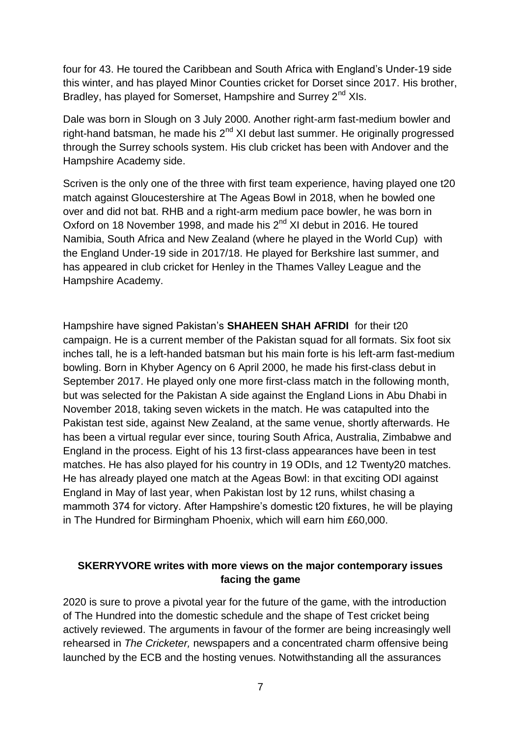four for 43. He toured the Caribbean and South Africa with England's Under-19 side this winter, and has played Minor Counties cricket for Dorset since 2017. His brother, Bradley, has played for Somerset, Hampshire and Surrey 2nd XIs.

Dale was born in Slough on 3 July 2000. Another right-arm fast-medium bowler and right-hand batsman, he made his 2nd XI debut last summer. He originally progressed through the Surrey schools system. His club cricket has been with Andover and the Hampshire Academy side.

Scriven is the only one of the three with first team experience, having played one t20 match against Gloucestershire at The Ageas Bowl in 2018, when he bowled one over and did not bat. RHB and a right-arm medium pace bowler, he was born in Oxford on 18 November 1998, and made his 2nd XI debut in 2016. He toured Namibia, South Africa and New Zealand (where he played in the World Cup) with the England Under-19 side in 2017/18. He played for Berkshire last summer, and has appeared in club cricket for Henley in the Thames Valley League and the Hampshire Academy.

Hampshire have signed Pakistan's **SHAHEEN SHAH AFRIDI** for their t20 campaign. He is a current member of the Pakistan squad for all formats. Six foot six inches tall, he is a left-handed batsman but his main forte is his left-arm fast-medium bowling. Born in Khyber Agency on 6 April 2000, he made his first-class debut in September 2017. He played only one more first-class match in the following month, but was selected for the Pakistan A side against the England Lions in Abu Dhabi in November 2018, taking seven wickets in the match. He was catapulted into the Pakistan test side, against New Zealand, at the same venue, shortly afterwards. He has been a virtual regular ever since, touring South Africa, Australia, Zimbabwe and England in the process. Eight of his 13 first-class appearances have been in test matches. He has also played for his country in 19 ODIs, and 12 Twenty20 matches. He has already played one match at the Ageas Bowl: in that exciting ODI against England in May of last year, when Pakistan lost by 12 runs, whilst chasing a mammoth 374 for victory. After Hampshire's domestic t20 fixtures, he will be playing in The Hundred for Birmingham Phoenix, which will earn him £60,000.

### SKERRYVORE writes with more views on the major contemporary issues facing the game

2020 is sure to prove a pivotal year for the future of the game, with the introduction of The Hundred into the domestic schedule and the shape of Test cricket being actively reviewed. The arguments in favour of the former are being increasingly well rehearsed in *The Cricketer,* newspapers and a concentrated charm offensive being launched by the ECB and the hosting venues. Notwithstanding all the assurances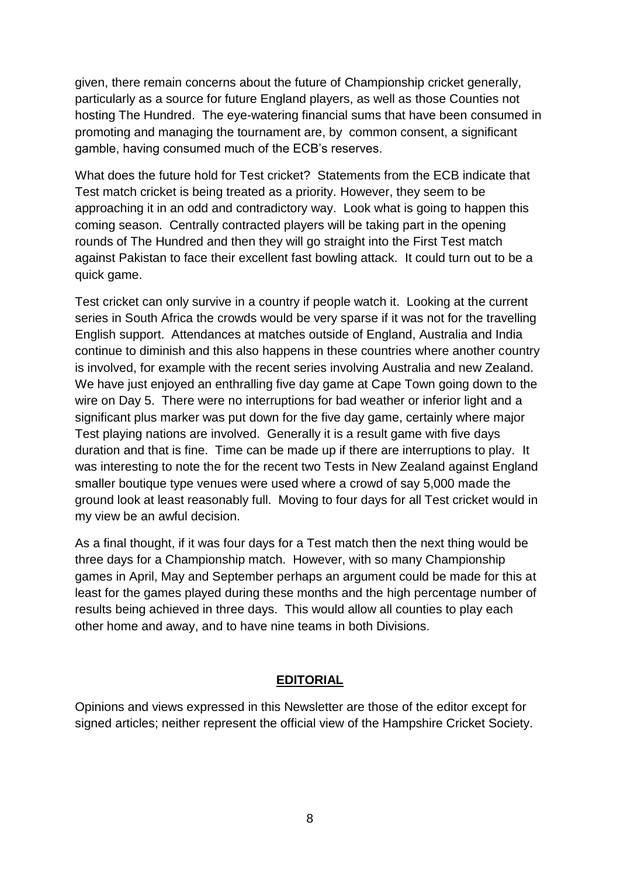given, there remain concerns about the future of Championship cricket generally, particularly as a source for future England players, as well as those Counties not hosting The Hundred. The eye-watering financial sums that have been consumed in promoting and managing the tournament are, by common consent, a significant gamble, having consumed much of the ECB's reserves.

What does the future hold for Test cricket? Statements from the ECB indicate that Test match cricket is being treated as a priority. However, they seem to be approaching it in an odd and contradictory way. Look what is going to happen this coming season. Centrally contracted players will be taking part in the opening rounds of The Hundred and then they will go straight into the First Test match against Pakistan to face their excellent fast bowling attack. It could turn out to be a quick game.

Test cricket can only survive in a country if people watch it. Looking at the current series in South Africa the crowds would be very sparse if it was not for the travelling English support. Attendances at matches outside of England, Australia and India continue to diminish and this also happens in these countries where another country is involved, for example with the recent series involving Australia and new Zealand. We have just enjoyed an enthralling five day game at Cape Town going down to the wire on Day 5. There were no interruptions for bad weather or inferior light and a significant plus marker was put down for the five day game, certainly where major Test playing nations are involved. Generally it is a result game with five days duration and that is fine. Time can be made up if there are interruptions to play. It was interesting to note the for the recent two Tests in New Zealand against England smaller boutique type venues were used where a crowd of say 5,000 made the ground look at least reasonably full. Moving to four days for all Test cricket would in my view be an awful decision.

As a final thought, if it was four days for a Test match then the next thing would be three days for a Championship match. However, with so many Championship games in April, May and September perhaps an argument could be made for this at least for the games played during these months and the high percentage number of results being achieved in three days. This would allow all counties to play each other home and away, and to have nine teams in both Divisions.

## EDITORIAL

Opinions and views expressed in this Newsletter are those of the editor except for signed articles; neither represent the official view of the Hampshire Cricket Society.